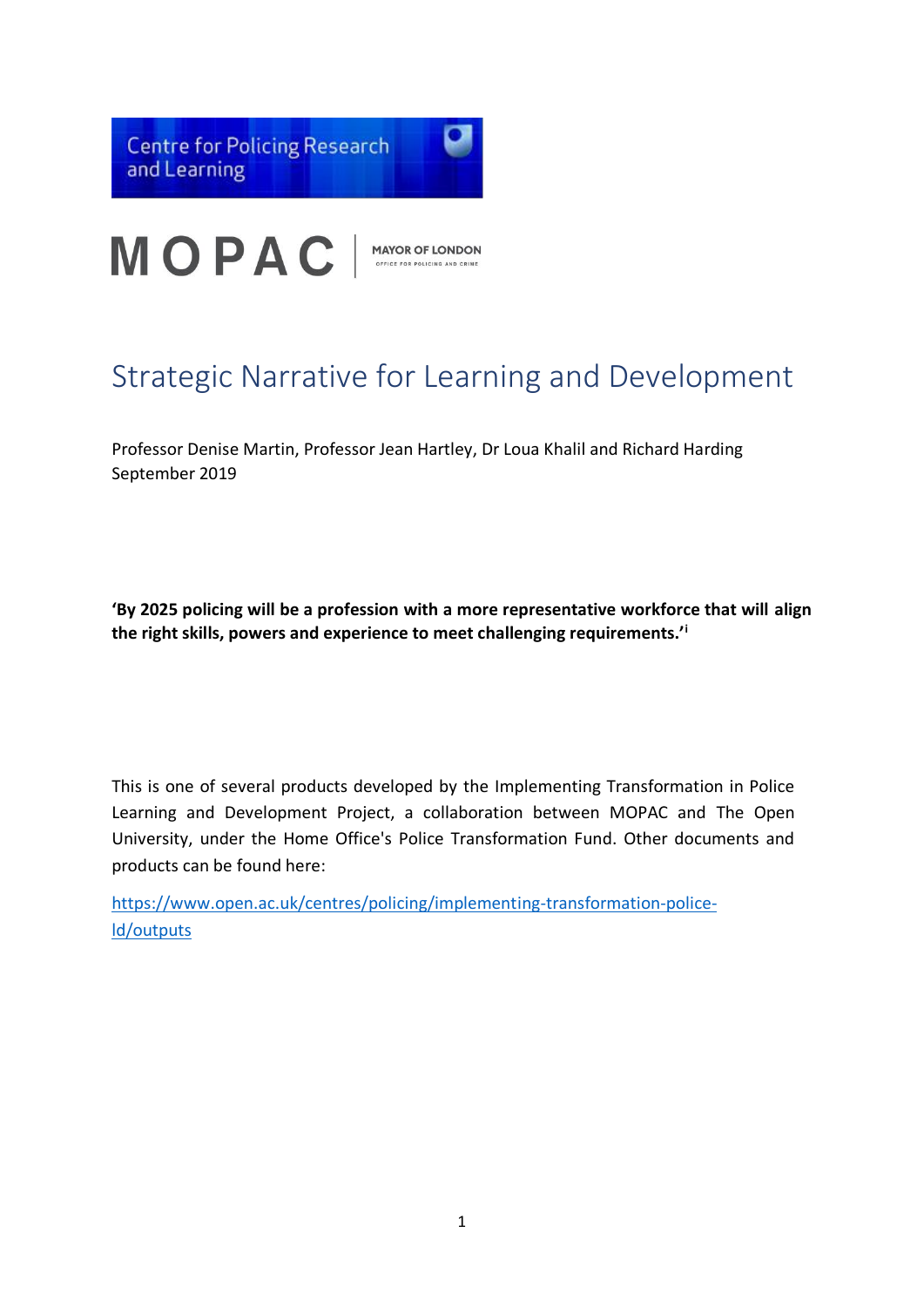Centre for Policing Research and Learning

MOPAC | MAYOR OF LONDON OFFICE FOR POLICING AND CRIME

# Strategic Narrative for Learning and Development

Professor Denise Martin, Professor Jean Hartley, Dr Loua Khalil and Richard Harding
September 2019

**'By 2025 policing will be a profession with a more representative workforce that will align the right skills, powers and experience to meet challenging requirements.'**[i]

This is one of several products developed by the Implementing Transformation in Police Learning and Development Project, a collaboration between MOPAC and The Open University, under the Home Office's Police Transformation Fund. Other documents and products can be found here:

https://www.open.ac.uk/centres/policing/implementing-transformation-police-ld/outputs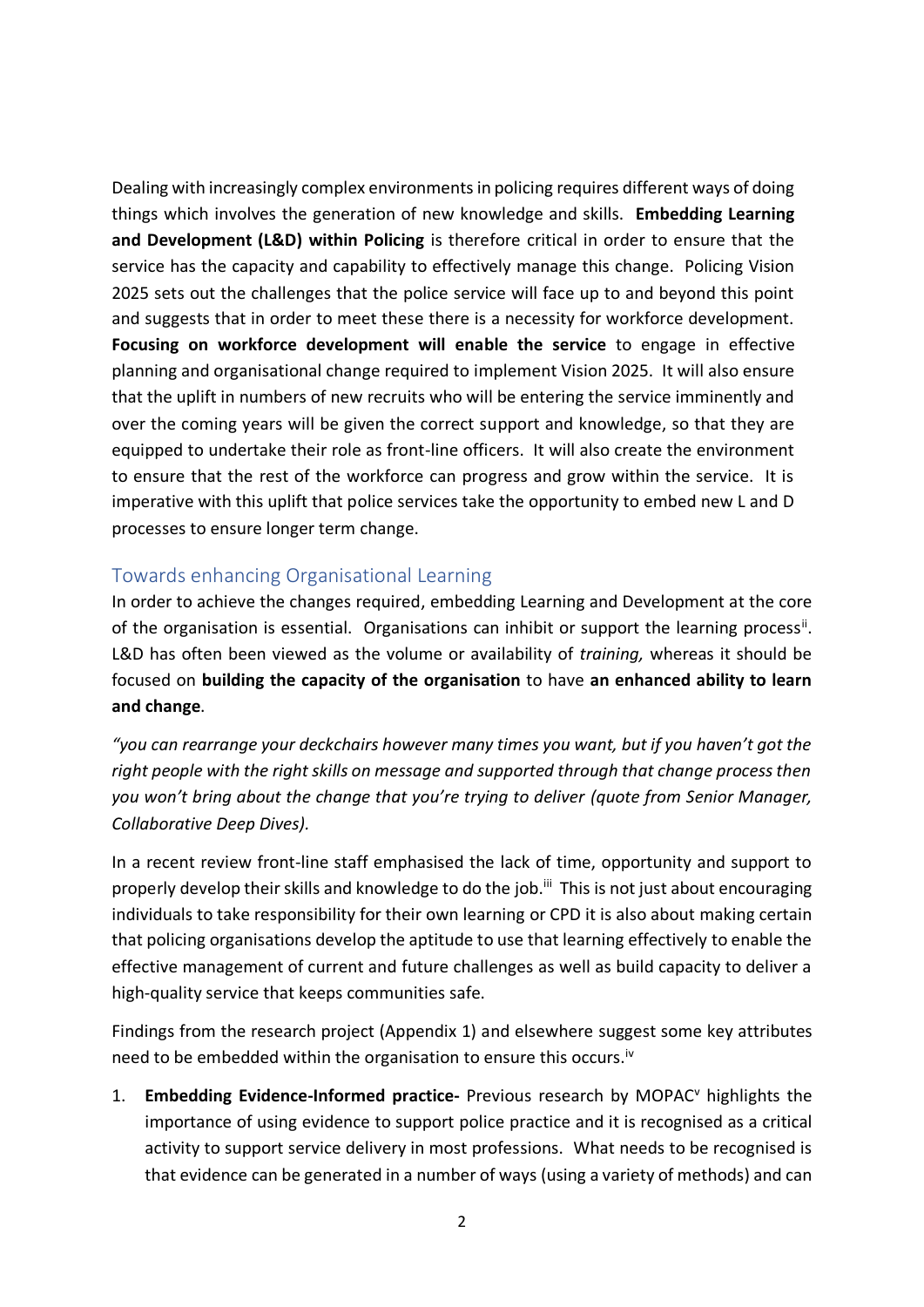Dealing with increasingly complex environments in policing requires different ways of doing things which involves the generation of new knowledge and skills. **Embedding Learning and Development (L&D) within Policing** is therefore critical in order to ensure that the service has the capacity and capability to effectively manage this change. Policing Vision 2025 sets out the challenges that the police service will face up to and beyond this point and suggests that in order to meet these there is a necessity for workforce development. **Focusing on workforce development will enable the service** to engage in effective planning and organisational change required to implement Vision 2025. It will also ensure that the uplift in numbers of new recruits who will be entering the service imminently and over the coming years will be given the correct support and knowledge, so that they are equipped to undertake their role as front-line officers. It will also create the environment to ensure that the rest of the workforce can progress and grow within the service. It is imperative with this uplift that police services take the opportunity to embed new L and D processes to ensure longer term change.

## Towards enhancing Organisational Learning

In order to achieve the changes required, embedding Learning and Development at the core of the organisation is essential. Organisations can inhibit or support the learning process[ii]. L&D has often been viewed as the volume or availability of *training,* whereas it should be focused on **building the capacity of the organisation** to have **an enhanced ability to learn and change**.

*"you can rearrange your deckchairs however many times you want, but if you haven't got the right people with the right skills on message and supported through that change process then you won't bring about the change that you're trying to deliver (quote from Senior Manager, Collaborative Deep Dives).*

In a recent review front-line staff emphasised the lack of time, opportunity and support to properly develop their skills and knowledge to do the job.[iii] This is not just about encouraging individuals to take responsibility for their own learning or CPD it is also about making certain that policing organisations develop the aptitude to use that learning effectively to enable the effective management of current and future challenges as well as build capacity to deliver a high-quality service that keeps communities safe.

Findings from the research project (Appendix 1) and elsewhere suggest some key attributes need to be embedded within the organisation to ensure this occurs.[iv]

1. **Embedding Evidence-Informed practice-** Previous research by MOPAC[v] highlights the importance of using evidence to support police practice and it is recognised as a critical activity to support service delivery in most professions. What needs to be recognised is that evidence can be generated in a number of ways (using a variety of methods) and can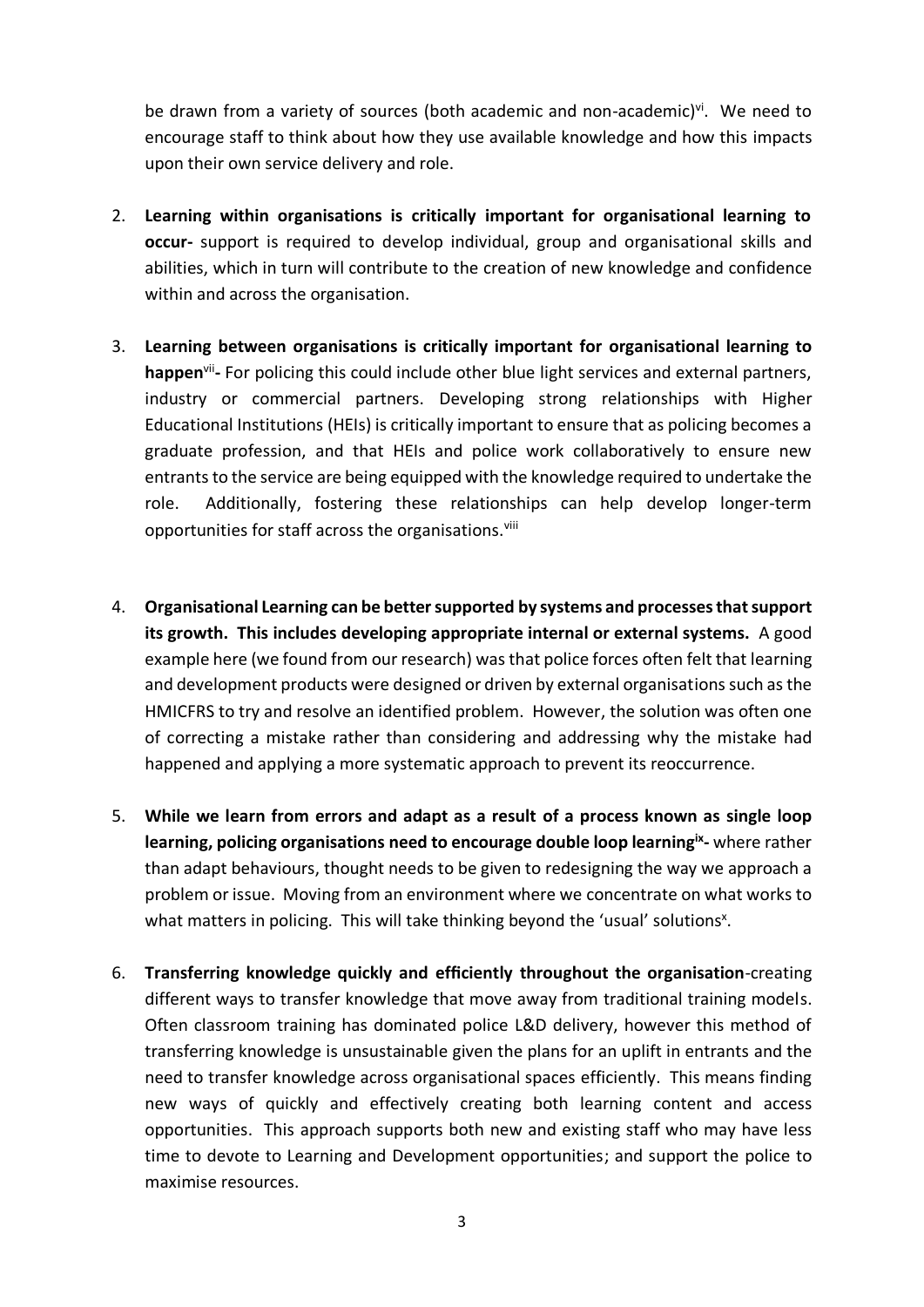be drawn from a variety of sources (both academic and non-academic)[vi]. We need to encourage staff to think about how they use available knowledge and how this impacts upon their own service delivery and role.

2. **Learning within organisations is critically important for organisational learning to occur-** support is required to develop individual, group and organisational skills and abilities, which in turn will contribute to the creation of new knowledge and confidence within and across the organisation.

3. **Learning between organisations is critically important for organisational learning to happen**[vii]**-** For policing this could include other blue light services and external partners, industry or commercial partners. Developing strong relationships with Higher Educational Institutions (HEIs) is critically important to ensure that as policing becomes a graduate profession, and that HEIs and police work collaboratively to ensure new entrants to the service are being equipped with the knowledge required to undertake the role. Additionally, fostering these relationships can help develop longer-term opportunities for staff across the organisations.[viii]

4. **Organisational Learning can be better supported by systems and processes that support its growth. This includes developing appropriate internal or external systems.** A good example here (we found from our research) was that police forces often felt that learning and development products were designed or driven by external organisations such as the HMICFRS to try and resolve an identified problem. However, the solution was often one of correcting a mistake rather than considering and addressing why the mistake had happened and applying a more systematic approach to prevent its reoccurrence.

5. **While we learn from errors and adapt as a result of a process known as single loop learning, policing organisations need to encourage double loop learning**[ix]**-** where rather than adapt behaviours, thought needs to be given to redesigning the way we approach a problem or issue. Moving from an environment where we concentrate on what works to what matters in policing. This will take thinking beyond the 'usual' solutions[x].

6. **Transferring knowledge quickly and efficiently throughout the organisation**-creating different ways to transfer knowledge that move away from traditional training models. Often classroom training has dominated police L&D delivery, however this method of transferring knowledge is unsustainable given the plans for an uplift in entrants and the need to transfer knowledge across organisational spaces efficiently. This means finding new ways of quickly and effectively creating both learning content and access opportunities. This approach supports both new and existing staff who may have less time to devote to Learning and Development opportunities; and support the police to maximise resources.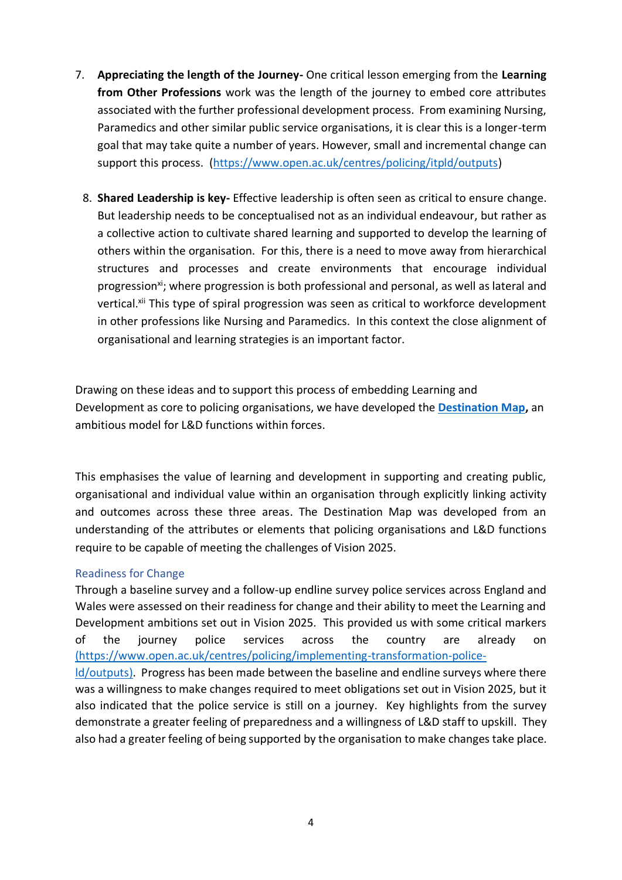7. **Appreciating the length of the Journey-** One critical lesson emerging from the **Learning from Other Professions** work was the length of the journey to embed core attributes associated with the further professional development process. From examining Nursing, Paramedics and other similar public service organisations, it is clear this is a longer-term goal that may take quite a number of years. However, small and incremental change can support this process. (https://www.open.ac.uk/centres/policing/itpld/outputs)

8. **Shared Leadership is key-** Effective leadership is often seen as critical to ensure change. But leadership needs to be conceptualised not as an individual endeavour, but rather as a collective action to cultivate shared learning and supported to develop the learning of others within the organisation. For this, there is a need to move away from hierarchical structures and processes and create environments that encourage individual progression[xi]; where progression is both professional and personal, as well as lateral and vertical.[xii] This type of spiral progression was seen as critical to workforce development in other professions like Nursing and Paramedics. In this context the close alignment of organisational and learning strategies is an important factor.

Drawing on these ideas and to support this process of embedding Learning and Development as core to policing organisations, we have developed the **Destination Map,** an ambitious model for L&D functions within forces.

This emphasises the value of learning and development in supporting and creating public, organisational and individual value within an organisation through explicitly linking activity and outcomes across these three areas. The Destination Map was developed from an understanding of the attributes or elements that policing organisations and L&D functions require to be capable of meeting the challenges of Vision 2025.

### Readiness for Change

Through a baseline survey and a follow-up endline survey police services across England and Wales were assessed on their readiness for change and their ability to meet the Learning and Development ambitions set out in Vision 2025. This provided us with some critical markers of the journey police services across the country are already on (https://www.open.ac.uk/centres/policing/implementing-transformation-police-ld/outputs). Progress has been made between the baseline and endline surveys where there was a willingness to make changes required to meet obligations set out in Vision 2025, but it also indicated that the police service is still on a journey. Key highlights from the survey demonstrate a greater feeling of preparedness and a willingness of L&D staff to upskill. They also had a greater feeling of being supported by the organisation to make changes take place.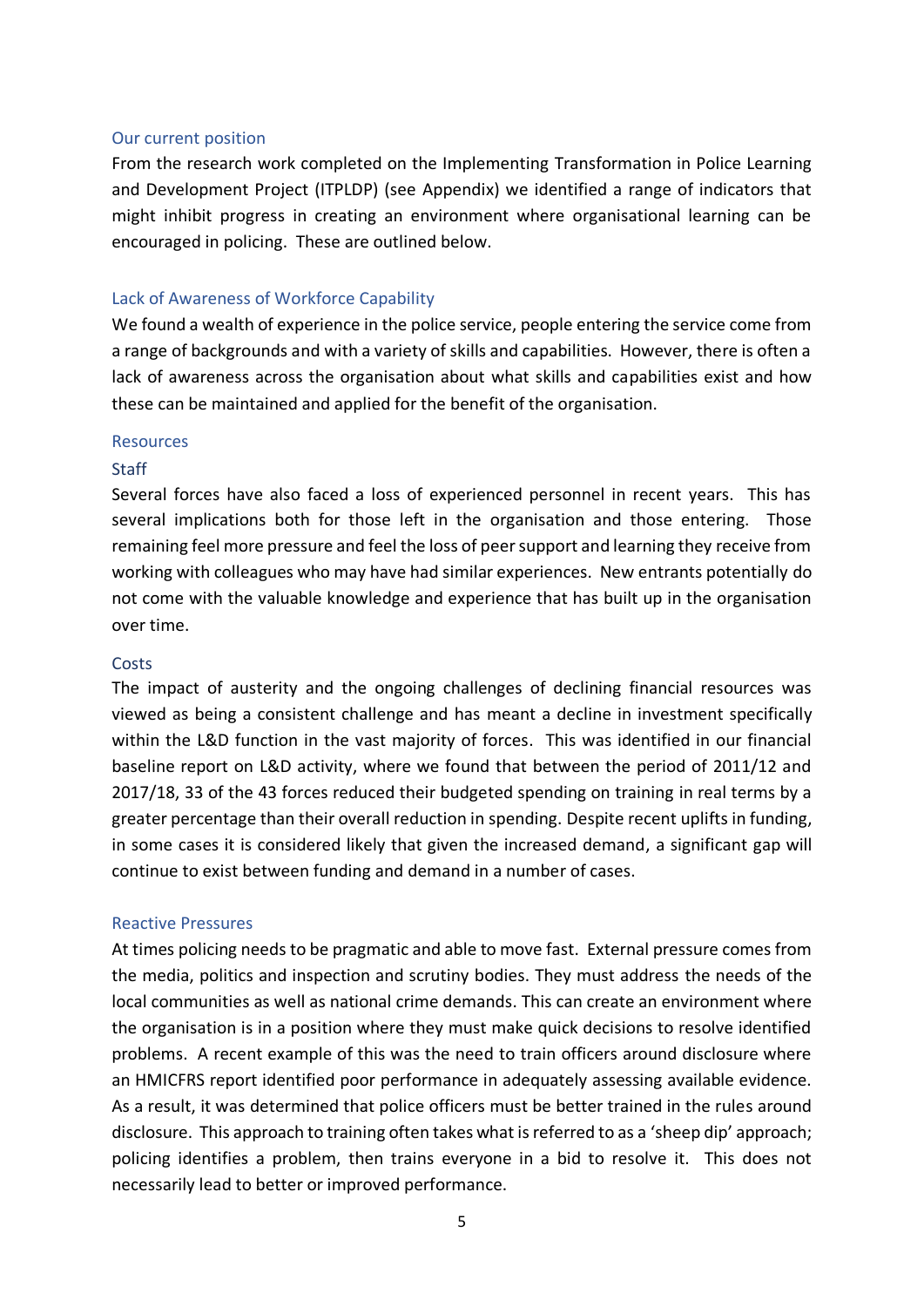## Our current position

From the research work completed on the Implementing Transformation in Police Learning and Development Project (ITPLDP) (see Appendix) we identified a range of indicators that might inhibit progress in creating an environment where organisational learning can be encouraged in policing. These are outlined below.

## Lack of Awareness of Workforce Capability

We found a wealth of experience in the police service, people entering the service come from a range of backgrounds and with a variety of skills and capabilities. However, there is often a lack of awareness across the organisation about what skills and capabilities exist and how these can be maintained and applied for the benefit of the organisation.

## Resources

### Staff

Several forces have also faced a loss of experienced personnel in recent years. This has several implications both for those left in the organisation and those entering. Those remaining feel more pressure and feel the loss of peer support and learning they receive from working with colleagues who may have had similar experiences. New entrants potentially do not come with the valuable knowledge and experience that has built up in the organisation over time.

### Costs

The impact of austerity and the ongoing challenges of declining financial resources was viewed as being a consistent challenge and has meant a decline in investment specifically within the L&D function in the vast majority of forces. This was identified in our financial baseline report on L&D activity, where we found that between the period of 2011/12 and 2017/18, 33 of the 43 forces reduced their budgeted spending on training in real terms by a greater percentage than their overall reduction in spending. Despite recent uplifts in funding, in some cases it is considered likely that given the increased demand, a significant gap will continue to exist between funding and demand in a number of cases.

## Reactive Pressures

At times policing needs to be pragmatic and able to move fast. External pressure comes from the media, politics and inspection and scrutiny bodies. They must address the needs of the local communities as well as national crime demands. This can create an environment where the organisation is in a position where they must make quick decisions to resolve identified problems. A recent example of this was the need to train officers around disclosure where an HMICFRS report identified poor performance in adequately assessing available evidence. As a result, it was determined that police officers must be better trained in the rules around disclosure. This approach to training often takes what is referred to as a 'sheep dip' approach; policing identifies a problem, then trains everyone in a bid to resolve it. This does not necessarily lead to better or improved performance.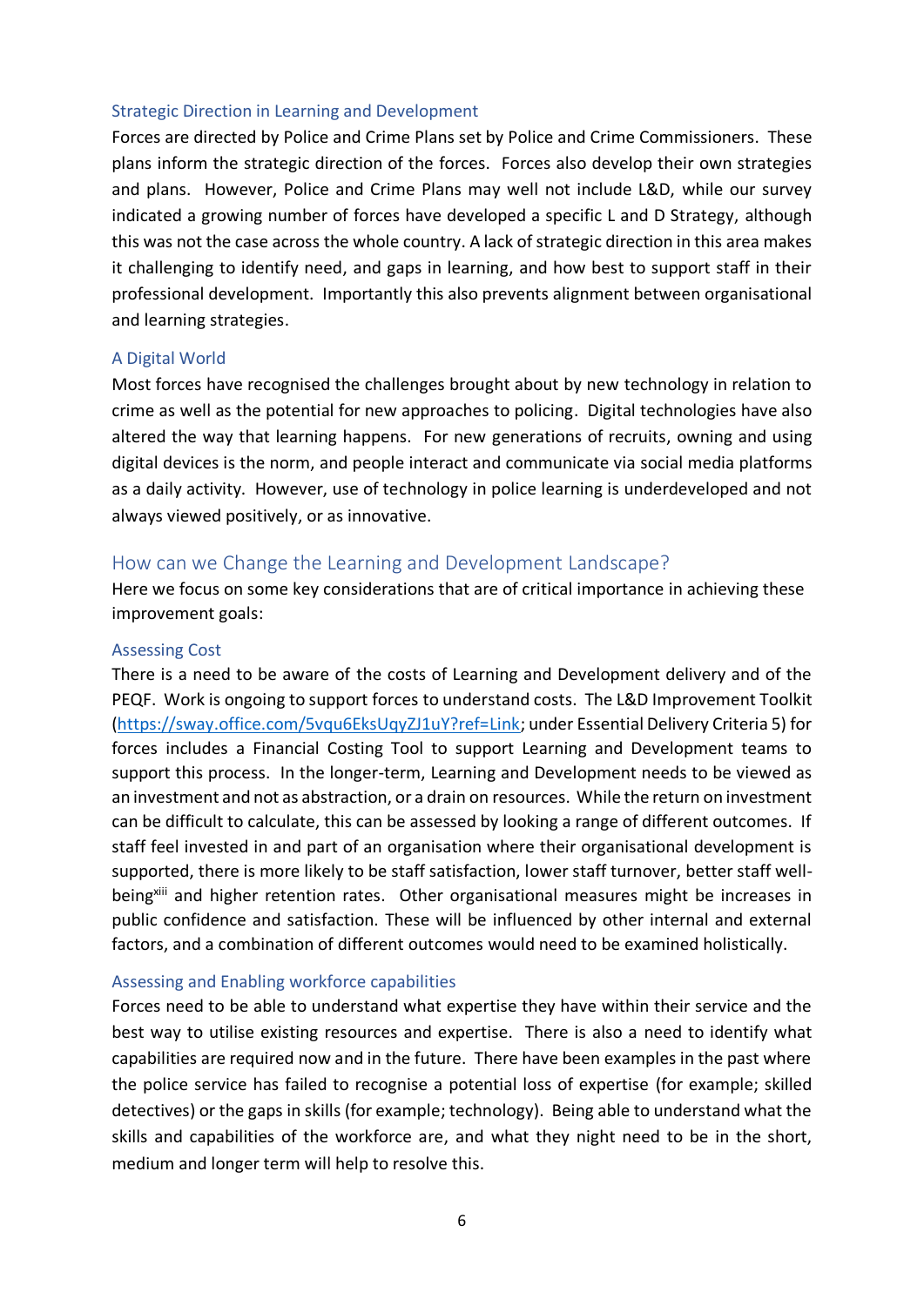### Strategic Direction in Learning and Development

Forces are directed by Police and Crime Plans set by Police and Crime Commissioners. These plans inform the strategic direction of the forces. Forces also develop their own strategies and plans. However, Police and Crime Plans may well not include L&D, while our survey indicated a growing number of forces have developed a specific L and D Strategy, although this was not the case across the whole country. A lack of strategic direction in this area makes it challenging to identify need, and gaps in learning, and how best to support staff in their professional development. Importantly this also prevents alignment between organisational and learning strategies.

### A Digital World

Most forces have recognised the challenges brought about by new technology in relation to crime as well as the potential for new approaches to policing. Digital technologies have also altered the way that learning happens. For new generations of recruits, owning and using digital devices is the norm, and people interact and communicate via social media platforms as a daily activity. However, use of technology in police learning is underdeveloped and not always viewed positively, or as innovative.

## How can we Change the Learning and Development Landscape?

Here we focus on some key considerations that are of critical importance in achieving these improvement goals:

### Assessing Cost

There is a need to be aware of the costs of Learning and Development delivery and of the PEQF. Work is ongoing to support forces to understand costs. The L&D Improvement Toolkit (https://sway.office.com/5vqu6EksUqyZJ1uY?ref=Link; under Essential Delivery Criteria 5) for forces includes a Financial Costing Tool to support Learning and Development teams to support this process. In the longer-term, Learning and Development needs to be viewed as an investment and not as abstraction, or a drain on resources. While the return on investment can be difficult to calculate, this can be assessed by looking a range of different outcomes. If staff feel invested in and part of an organisation where their organisational development is supported, there is more likely to be staff satisfaction, lower staff turnover, better staff well-being[xiii] and higher retention rates. Other organisational measures might be increases in public confidence and satisfaction. These will be influenced by other internal and external factors, and a combination of different outcomes would need to be examined holistically.

### Assessing and Enabling workforce capabilities

Forces need to be able to understand what expertise they have within their service and the best way to utilise existing resources and expertise. There is also a need to identify what capabilities are required now and in the future. There have been examples in the past where the police service has failed to recognise a potential loss of expertise (for example; skilled detectives) or the gaps in skills (for example; technology). Being able to understand what the skills and capabilities of the workforce are, and what they night need to be in the short, medium and longer term will help to resolve this.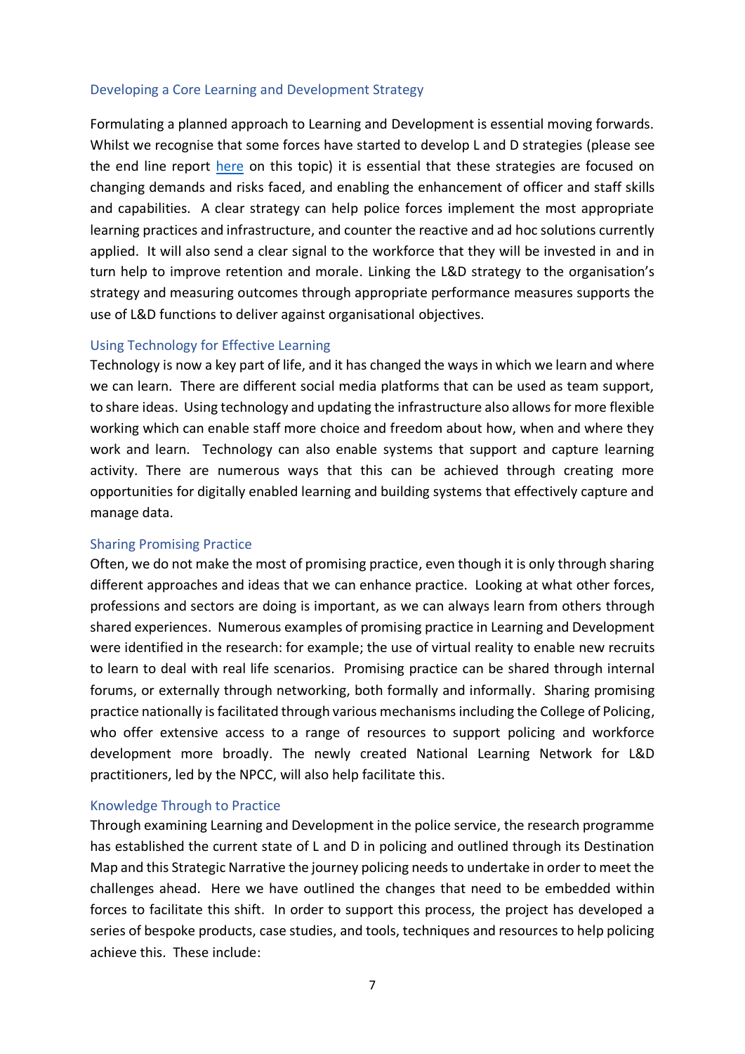### Developing a Core Learning and Development Strategy

Formulating a planned approach to Learning and Development is essential moving forwards. Whilst we recognise that some forces have started to develop L and D strategies (please see the end line report here on this topic) it is essential that these strategies are focused on changing demands and risks faced, and enabling the enhancement of officer and staff skills and capabilities. A clear strategy can help police forces implement the most appropriate learning practices and infrastructure, and counter the reactive and ad hoc solutions currently applied. It will also send a clear signal to the workforce that they will be invested in and in turn help to improve retention and morale. Linking the L&D strategy to the organisation's strategy and measuring outcomes through appropriate performance measures supports the use of L&D functions to deliver against organisational objectives.

### Using Technology for Effective Learning

Technology is now a key part of life, and it has changed the ways in which we learn and where we can learn. There are different social media platforms that can be used as team support, to share ideas. Using technology and updating the infrastructure also allows for more flexible working which can enable staff more choice and freedom about how, when and where they work and learn. Technology can also enable systems that support and capture learning activity. There are numerous ways that this can be achieved through creating more opportunities for digitally enabled learning and building systems that effectively capture and manage data.

### Sharing Promising Practice

Often, we do not make the most of promising practice, even though it is only through sharing different approaches and ideas that we can enhance practice. Looking at what other forces, professions and sectors are doing is important, as we can always learn from others through shared experiences. Numerous examples of promising practice in Learning and Development were identified in the research: for example; the use of virtual reality to enable new recruits to learn to deal with real life scenarios. Promising practice can be shared through internal forums, or externally through networking, both formally and informally. Sharing promising practice nationally is facilitated through various mechanisms including the College of Policing, who offer extensive access to a range of resources to support policing and workforce development more broadly. The newly created National Learning Network for L&D practitioners, led by the NPCC, will also help facilitate this.

### Knowledge Through to Practice

Through examining Learning and Development in the police service, the research programme has established the current state of L and D in policing and outlined through its Destination Map and this Strategic Narrative the journey policing needs to undertake in order to meet the challenges ahead. Here we have outlined the changes that need to be embedded within forces to facilitate this shift. In order to support this process, the project has developed a series of bespoke products, case studies, and tools, techniques and resources to help policing achieve this. These include: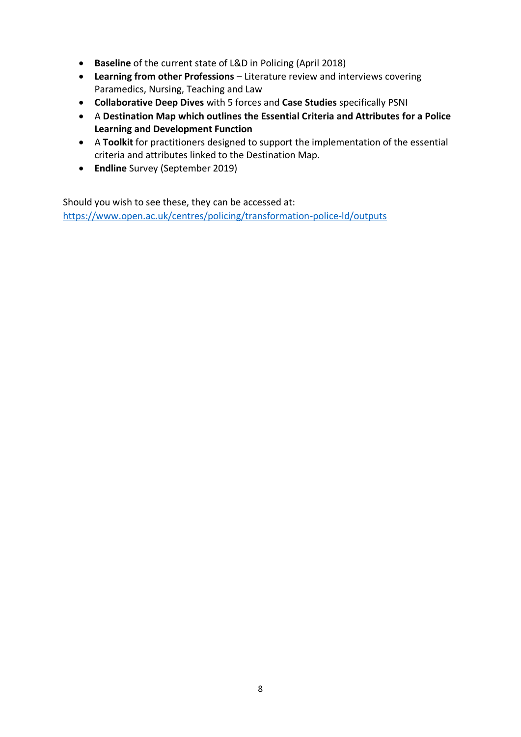- **Baseline** of the current state of L&D in Policing (April 2018)
- **Learning from other Professions** – Literature review and interviews covering Paramedics, Nursing, Teaching and Law
- **Collaborative Deep Dives** with 5 forces and **Case Studies** specifically PSNI
- A **Destination Map which outlines the Essential Criteria and Attributes for a Police Learning and Development Function**
- A **Toolkit** for practitioners designed to support the implementation of the essential criteria and attributes linked to the Destination Map.
- **Endline** Survey (September 2019)

Should you wish to see these, they can be accessed at:
https://www.open.ac.uk/centres/policing/transformation-police-ld/outputs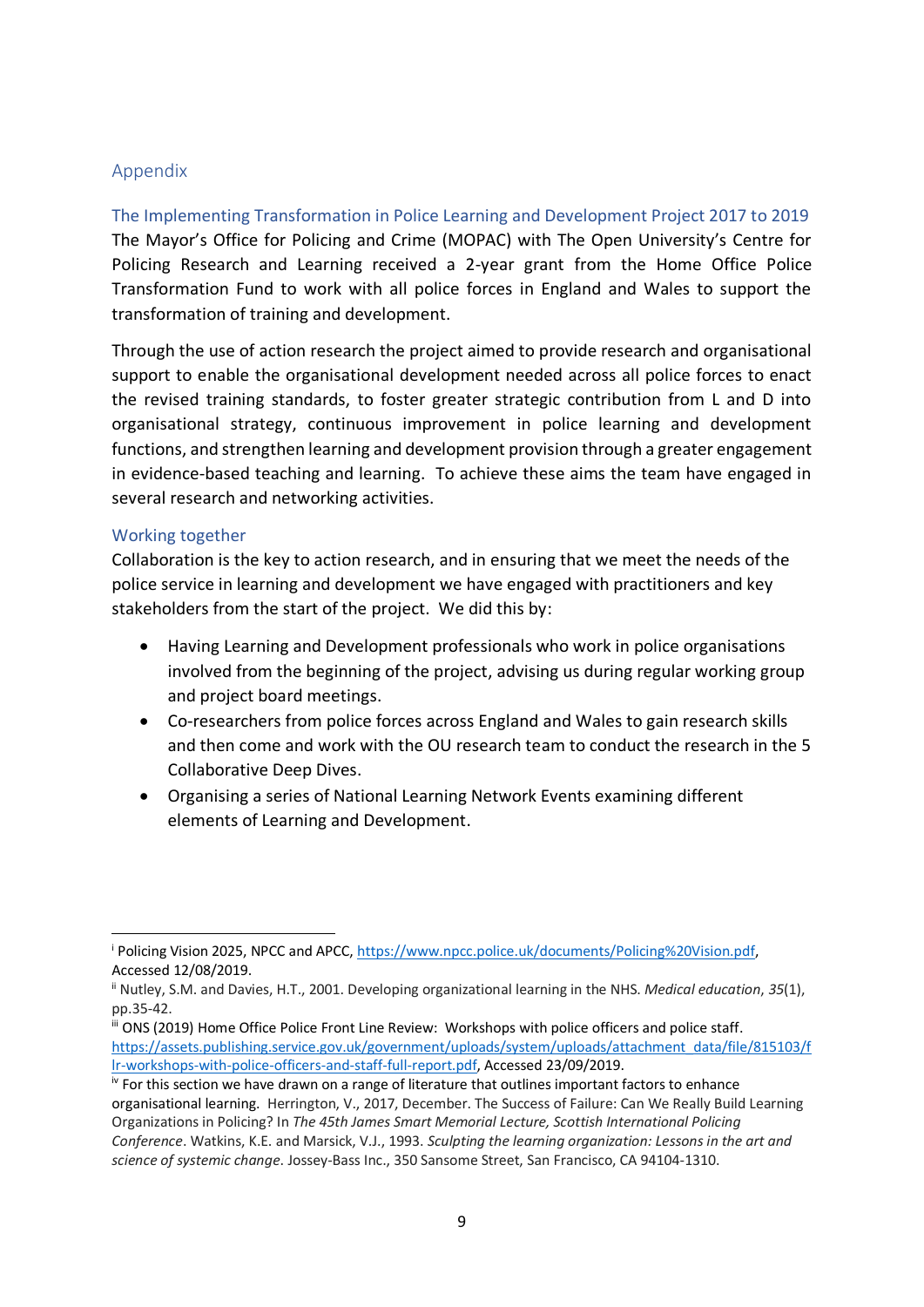## Appendix

### The Implementing Transformation in Police Learning and Development Project 2017 to 2019

The Mayor's Office for Policing and Crime (MOPAC) with The Open University's Centre for Policing Research and Learning received a 2-year grant from the Home Office Police Transformation Fund to work with all police forces in England and Wales to support the transformation of training and development.

Through the use of action research the project aimed to provide research and organisational support to enable the organisational development needed across all police forces to enact the revised training standards, to foster greater strategic contribution from L and D into organisational strategy, continuous improvement in police learning and development functions, and strengthen learning and development provision through a greater engagement in evidence-based teaching and learning. To achieve these aims the team have engaged in several research and networking activities.

### Working together

Collaboration is the key to action research, and in ensuring that we meet the needs of the police service in learning and development we have engaged with practitioners and key stakeholders from the start of the project. We did this by:

- Having Learning and Development professionals who work in police organisations involved from the beginning of the project, advising us during regular working group and project board meetings.
- Co-researchers from police forces across England and Wales to gain research skills and then come and work with the OU research team to conduct the research in the 5 Collaborative Deep Dives.
- Organising a series of National Learning Network Events examining different elements of Learning and Development.

---

[i] Policing Vision 2025, NPCC and APCC, https://www.npcc.police.uk/documents/Policing%20Vision.pdf, Accessed 12/08/2019.

[ii] Nutley, S.M. and Davies, H.T., 2001. Developing organizational learning in the NHS. *Medical education*, *35*(1), pp.35-42.

[iii] ONS (2019) Home Office Police Front Line Review: Workshops with police officers and police staff. https://assets.publishing.service.gov.uk/government/uploads/system/uploads/attachment_data/file/815103/flr-workshops-with-police-officers-and-staff-full-report.pdf, Accessed 23/09/2019.

[iv] For this section we have drawn on a range of literature that outlines important factors to enhance organisational learning. Herrington, V., 2017, December. The Success of Failure: Can We Really Build Learning Organizations in Policing? In *The 45th James Smart Memorial Lecture, Scottish International Policing Conference*. Watkins, K.E. and Marsick, V.J., 1993. *Sculpting the learning organization: Lessons in the art and science of systemic change.* Jossey-Bass Inc., 350 Sansome Street, San Francisco, CA 94104-1310.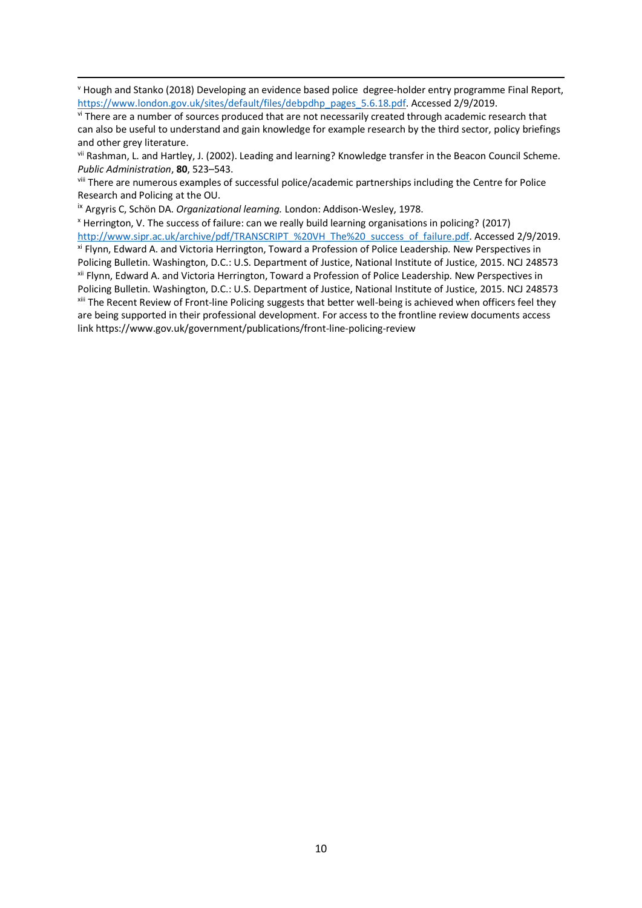[v] Hough and Stanko (2018) Developing an evidence based police degree-holder entry programme Final Report, https://www.london.gov.uk/sites/default/files/debpdhp_pages_5.6.18.pdf. Accessed 2/9/2019.

[vi] There are a number of sources produced that are not necessarily created through academic research that can also be useful to understand and gain knowledge for example research by the third sector, policy briefings and other grey literature.

[vii] Rashman, L. and Hartley, J. (2002). Leading and learning? Knowledge transfer in the Beacon Council Scheme. *Public Administration*, **80**, 523–543.

[viii] There are numerous examples of successful police/academic partnerships including the Centre for Police Research and Policing at the OU.

[ix] Argyris C, Schön DA. *Organizational learning.* London: Addison-Wesley, 1978.

[x] Herrington, V. The success of failure: can we really build learning organisations in policing? (2017) http://www.sipr.ac.uk/archive/pdf/TRANSCRIPT_%20VH_The%20_success_of_failure.pdf. Accessed 2/9/2019.

[xi] Flynn, Edward A. and Victoria Herrington, Toward a Profession of Police Leadership. New Perspectives in Policing Bulletin. Washington, D.C.: U.S. Department of Justice, National Institute of Justice, 2015. NCJ 248573

[xii] Flynn, Edward A. and Victoria Herrington, Toward a Profession of Police Leadership. New Perspectives in Policing Bulletin. Washington, D.C.: U.S. Department of Justice, National Institute of Justice, 2015. NCJ 248573

[xiii] The Recent Review of Front-line Policing suggests that better well-being is achieved when officers feel they are being supported in their professional development. For access to the frontline review documents access link https://www.gov.uk/government/publications/front-line-policing-review